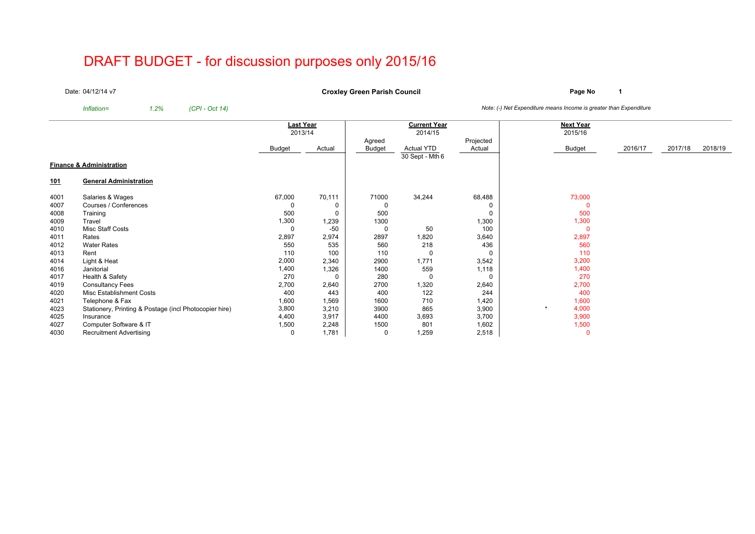# DRAFT BUDGET - for discussion purposes only 2015/16

Date: 04/12/14 v7

**Croxley Green Parish Council**

**Page No** **1**

*Inflation= 1.2% (CPI - Oct 14)*

*Note: (-) Net Expenditure means Income is greater than Expenditure*

| | | **Last Year** 2013/14 | | **Current Year** 2014/15 | | | **Next Year** 2015/16 | | | | |
|---|---|---|---|---|---|---|---|---|---|---|---|
| | | Budget | Actual | Agreed Budget | Actual YTD 30 Sept - Mth 6 | Projected Actual | | Budget | 2016/17 | 2017/18 | 2018/19 |
| **Finance & Administration** | | | | | | | | | | | |
| **101** | **General Administration** | | | | | | | | | | |
| 4001 | Salaries & Wages | 67,000 | 70,111 | 71000 | 34,244 | 68,488 | | 73,000 | | | |
| 4007 | Courses / Conferences | 0 | 0 | 0 | | 0 | | 0 | | | |
| 4008 | Training | 500 | 0 | 500 | | 0 | | 500 | | | |
| 4009 | Travel | 1,300 | 1,239 | 1300 | | 1,300 | | 1,300 | | | |
| 4010 | Misc Staff Costs | 0 | -50 | 0 | 50 | 100 | | 0 | | | |
| 4011 | Rates | 2,897 | 2,974 | 2897 | 1,820 | 3,640 | | 2,897 | | | |
| 4012 | Water Rates | 550 | 535 | 560 | 218 | 436 | | 560 | | | |
| 4013 | Rent | 110 | 100 | 110 | 0 | 0 | | 110 | | | |
| 4014 | Light & Heat | 2,000 | 2,340 | 2900 | 1,771 | 3,542 | | 3,200 | | | |
| 4016 | Janitorial | 1,400 | 1,326 | 1400 | 559 | 1,118 | | 1,400 | | | |
| 4017 | Health & Safety | 270 | 0 | 280 | 0 | 0 | | 270 | | | |
| 4019 | Consultancy Fees | 2,700 | 2,640 | 2700 | 1,320 | 2,640 | | 2,700 | | | |
| 4020 | Misc Establishment Costs | 400 | 443 | 400 | 122 | 244 | | 400 | | | |
| 4021 | Telephone & Fax | 1,600 | 1,569 | 1600 | 710 | 1,420 | | 1,600 | | | |
| 4023 | Stationery, Printing & Postage (incl Photocopier hire) | 3,800 | 3,210 | 3900 | 865 | 3,900 | * | 4,000 | | | |
| 4025 | Insurance | 4,400 | 3,917 | 4400 | 3,693 | 3,700 | | 3,900 | | | |
| 4027 | Computer Software & IT | 1,500 | 2,248 | 1500 | 801 | 1,602 | | 1,500 | | | |
| 4030 | Recruitment Advertising | 0 | 1,781 | 0 | 1,259 | 2,518 | | 0 | | | |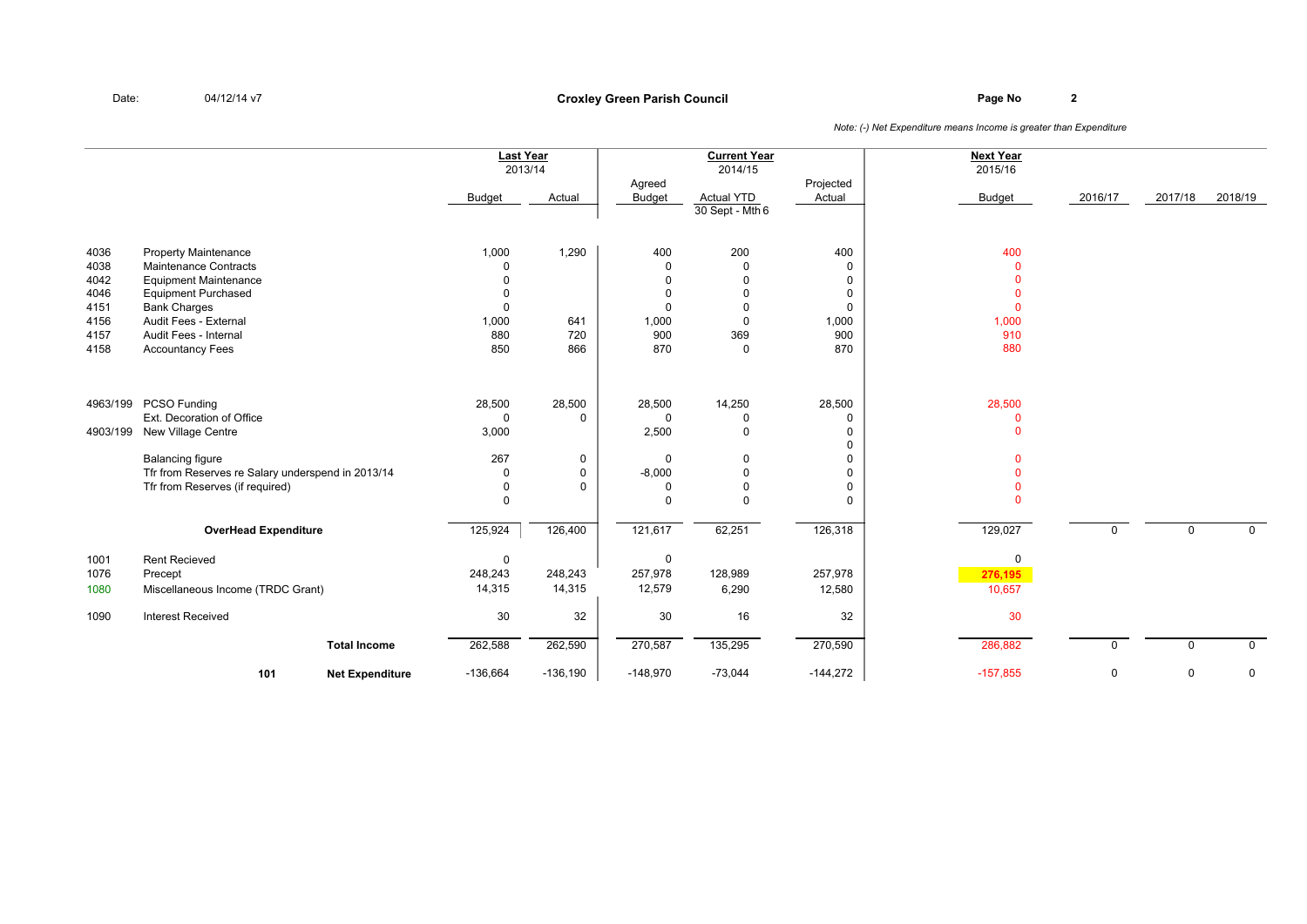**Croxley Green Parish Council**

Date: 04/12/14 v7

*Note: (-) Net Expenditure means Income is greater than Expenditure*

| Code | Description | Last Year 2013/14 Budget | Last Year 2013/14 Actual | Current Year 2014/15 Agreed Budget | Current Year 2014/15 Actual YTD 30 Sept - Mth 6 | Current Year 2014/15 Projected Actual | Next Year 2015/16 Budget | 2016/17 | 2017/18 | 2018/19 |
|---|---|---|---|---|---|---|---|---|---|---|
| 4036 | Property Maintenance | 1,000 | 1,290 | 400 | 200 | 400 | 400 | | | |
| 4038 | Maintenance Contracts | 0 | | 0 | 0 | 0 | 0 | | | |
| 4042 | Equipment Maintenance | 0 | | 0 | 0 | 0 | 0 | | | |
| 4046 | Equipment Purchased | 0 | | 0 | 0 | 0 | 0 | | | |
| 4151 | Bank Charges | 0 | | 0 | 0 | 0 | 0 | | | |
| 4156 | Audit Fees - External | 1,000 | 641 | 1,000 | 0 | 1,000 | 1,000 | | | |
| 4157 | Audit Fees - Internal | 880 | 720 | 900 | 369 | 900 | 910 | | | |
| 4158 | Accountancy Fees | 850 | 866 | 870 | 0 | 870 | 880 | | | |
| 4963/199 | PCSO Funding | 28,500 | 28,500 | 28,500 | 14,250 | 28,500 | 28,500 | | | |
| | Ext. Decoration of Office | 0 | 0 | 0 | 0 | 0 | 0 | | | |
| 4903/199 | New Village Centre | 3,000 | | 2,500 | 0 | 0 | 0 | | | |
| | | | | | | 0 | | | | |
| | Balancing figure | 267 | 0 | 0 | 0 | 0 | 0 | | | |
| | Tfr from Reserves re Salary underspend in 2013/14 | 0 | 0 | -8,000 | 0 | 0 | 0 | | | |
| | Tfr from Reserves (if required) | 0 | 0 | 0 | 0 | 0 | 0 | | | |
| | | 0 | | 0 | 0 | 0 | 0 | | | |
| | **OverHead Expenditure** | 125,924 | 126,400 | 121,617 | 62,251 | 126,318 | 129,027 | 0 | 0 | 0 |
| 1001 | Rent Recieved | 0 | | 0 | | | 0 | | | |
| 1076 | Precept | 248,243 | 248,243 | 257,978 | 128,989 | 257,978 | **276,195** | | | |
| 1080 | Miscellaneous Income (TRDC Grant) | 14,315 | 14,315 | 12,579 | 6,290 | 12,580 | 10,657 | | | |
| 1090 | Interest Received | 30 | 32 | 30 | 16 | 32 | 30 | | | |
| | **Total Income** | 262,588 | 262,590 | 270,587 | 135,295 | 270,590 | 286,882 | 0 | 0 | 0 |
| 101 | **Net Expenditure** | -136,664 | -136,190 | -148,970 | -73,044 | -144,272 | -157,855 | 0 | 0 | 0 |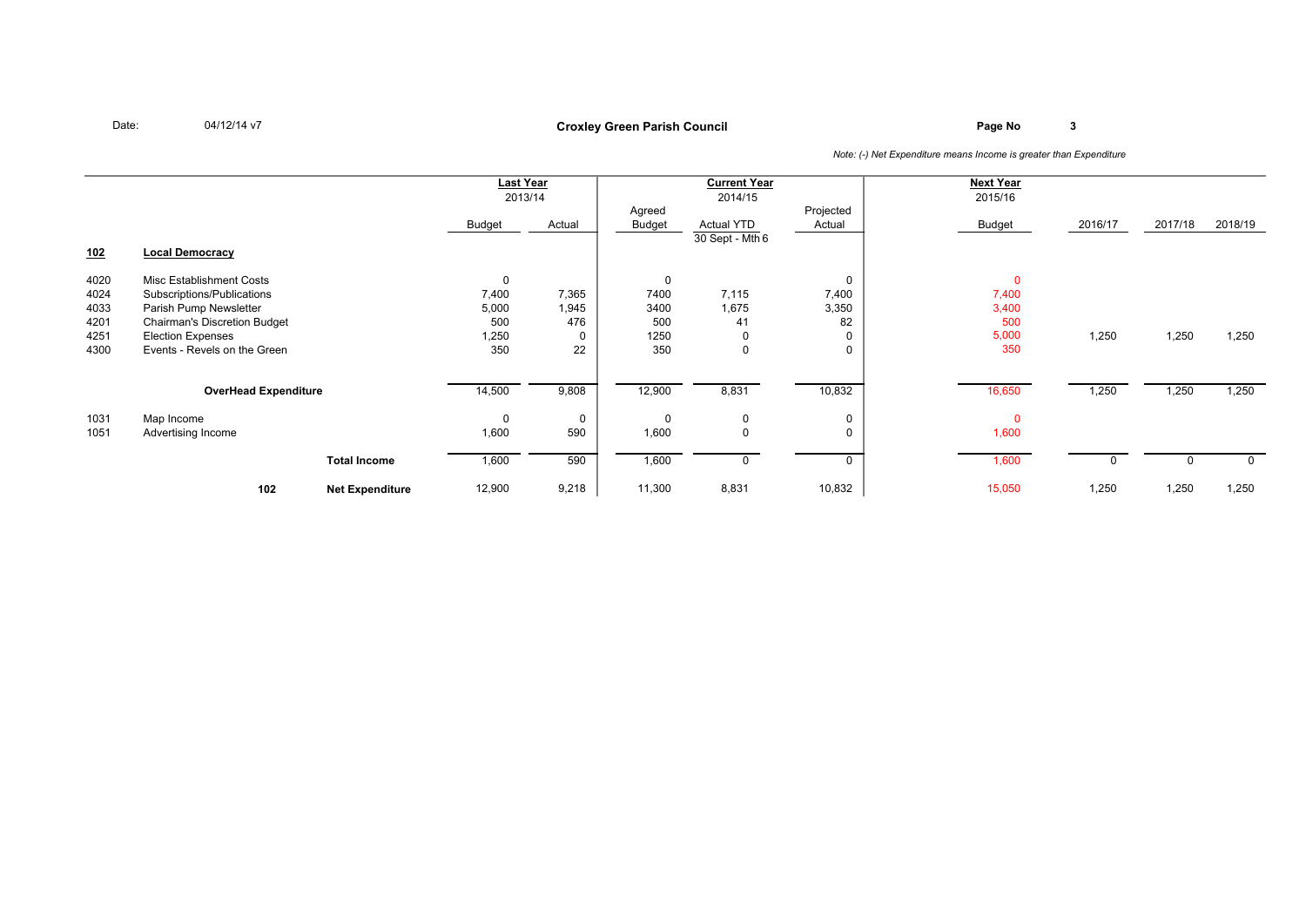Date: 04/12/14 v7

# Croxley Green Parish Council

*Note: (-) Net Expenditure means Income is greater than Expenditure*

| | | Last Year 2013/14 | | Current Year 2014/15 | | | Next Year 2015/16 | | | |
|---|---|---|---|---|---|---|---|---|---|---|
| | | Budget | Actual | Agreed Budget | Actual YTD 30 Sept - Mth 6 | Projected Actual | Budget | 2016/17 | 2017/18 | 2018/19 |
| **102** | **Local Democracy** | | | | | | | | | |
| 4020 | Misc Establishment Costs | 0 | | 0 | | 0 | 0 | | | |
| 4024 | Subscriptions/Publications | 7,400 | 7,365 | 7400 | 7,115 | 7,400 | 7,400 | | | |
| 4033 | Parish Pump Newsletter | 5,000 | 1,945 | 3400 | 1,675 | 3,350 | 3,400 | | | |
| 4201 | Chairman's Discretion Budget | 500 | 476 | 500 | 41 | 82 | 500 | | | |
| 4251 | Election Expenses | 1,250 | 0 | 1250 | 0 | 0 | 5,000 | 1,250 | 1,250 | 1,250 |
| 4300 | Events - Revels on the Green | 350 | 22 | 350 | 0 | 0 | 350 | | | |
| | **OverHead Expenditure** | 14,500 | 9,808 | 12,900 | 8,831 | 10,832 | 16,650 | 1,250 | 1,250 | 1,250 |
| 1031 | Map Income | 0 | 0 | 0 | 0 | 0 | 0 | | | |
| 1051 | Advertising Income | 1,600 | 590 | 1,600 | 0 | 0 | 1,600 | | | |
| | **Total Income** | 1,600 | 590 | 1,600 | 0 | 0 | 1,600 | 0 | 0 | 0 |
| 102 | **Net Expenditure** | 12,900 | 9,218 | 11,300 | 8,831 | 10,832 | 15,050 | 1,250 | 1,250 | 1,250 |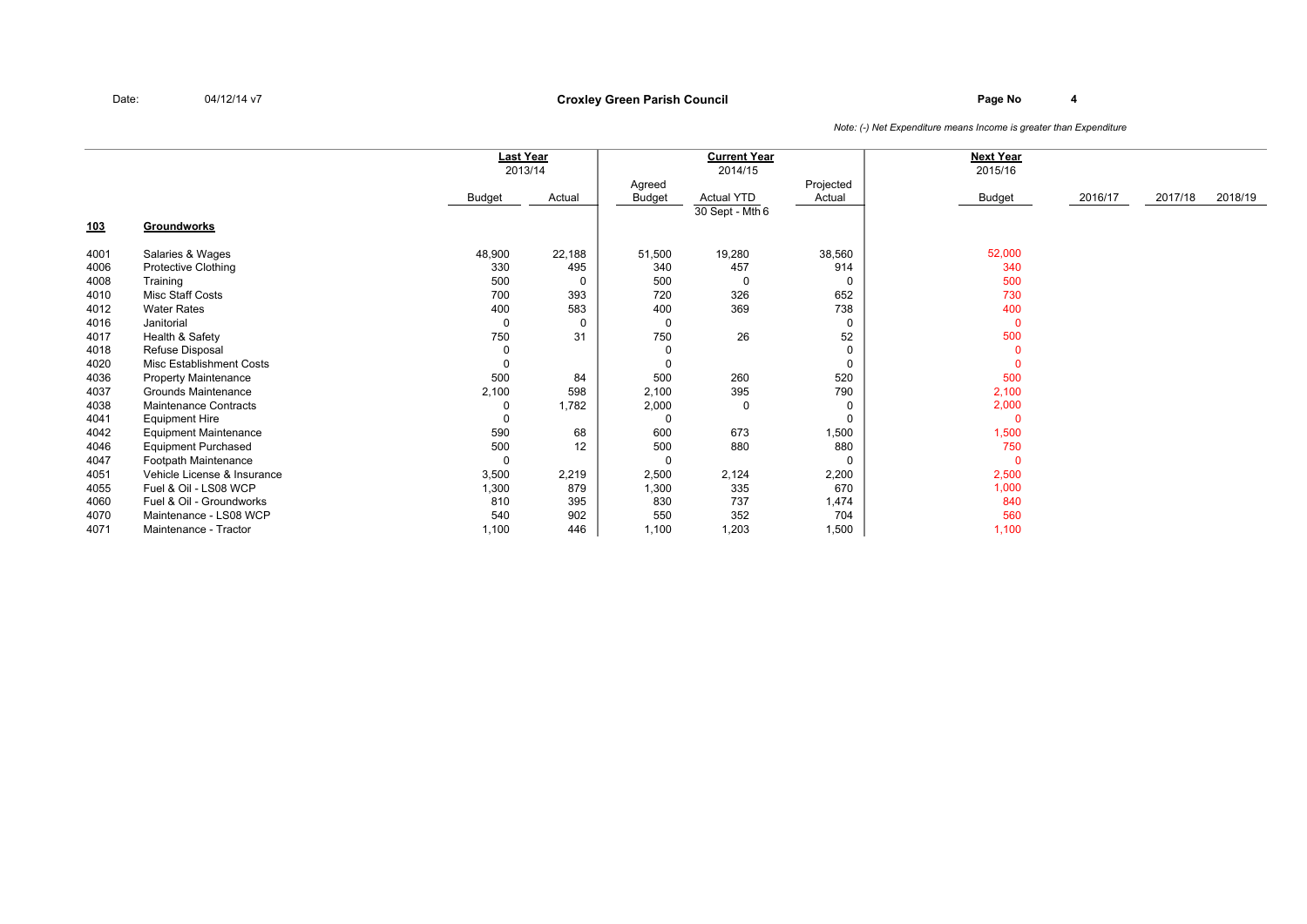Date: 04/12/14 v7

**Croxley Green Parish Council**

*Note: (-) Net Expenditure means Income is greater than Expenditure*

| | | **Last Year** 2013/14 | | **Current Year** 2014/15 | | | **Next Year** 2015/16 | | | |
|---|---|---|---|---|---|---|---|---|---|---|
| | | Budget | Actual | Agreed Budget | Actual YTD 30 Sept - Mth 6 | Projected Actual | Budget | 2016/17 | 2017/18 | 2018/19 |
| **103** | **Groundworks** | | | | | | | | | |
| 4001 | Salaries & Wages | 48,900 | 22,188 | 51,500 | 19,280 | 38,560 | 52,000 | | | |
| 4006 | Protective Clothing | 330 | 495 | 340 | 457 | 914 | 340 | | | |
| 4008 | Training | 500 | 0 | 500 | 0 | 0 | 500 | | | |
| 4010 | Misc Staff Costs | 700 | 393 | 720 | 326 | 652 | 730 | | | |
| 4012 | Water Rates | 400 | 583 | 400 | 369 | 738 | 400 | | | |
| 4016 | Janitorial | 0 | 0 | 0 | | 0 | 0 | | | |
| 4017 | Health & Safety | 750 | 31 | 750 | 26 | 52 | 500 | | | |
| 4018 | Refuse Disposal | 0 | | 0 | | 0 | 0 | | | |
| 4020 | Misc Establishment Costs | 0 | | 0 | | 0 | 0 | | | |
| 4036 | Property Maintenance | 500 | 84 | 500 | 260 | 520 | 500 | | | |
| 4037 | Grounds Maintenance | 2,100 | 598 | 2,100 | 395 | 790 | 2,100 | | | |
| 4038 | Maintenance Contracts | 0 | 1,782 | 2,000 | 0 | 0 | 2,000 | | | |
| 4041 | Equipment Hire | 0 | | 0 | | 0 | 0 | | | |
| 4042 | Equipment Maintenance | 590 | 68 | 600 | 673 | 1,500 | 1,500 | | | |
| 4046 | Equipment Purchased | 500 | 12 | 500 | 880 | 880 | 750 | | | |
| 4047 | Footpath Maintenance | 0 | | 0 | | 0 | 0 | | | |
| 4051 | Vehicle License & Insurance | 3,500 | 2,219 | 2,500 | 2,124 | 2,200 | 2,500 | | | |
| 4055 | Fuel & Oil - LS08 WCP | 1,300 | 879 | 1,300 | 335 | 670 | 1,000 | | | |
| 4060 | Fuel & Oil - Groundworks | 810 | 395 | 830 | 737 | 1,474 | 840 | | | |
| 4070 | Maintenance - LS08 WCP | 540 | 902 | 550 | 352 | 704 | 560 | | | |
| 4071 | Maintenance - Tractor | 1,100 | 446 | 1,100 | 1,203 | 1,500 | 1,100 | | | |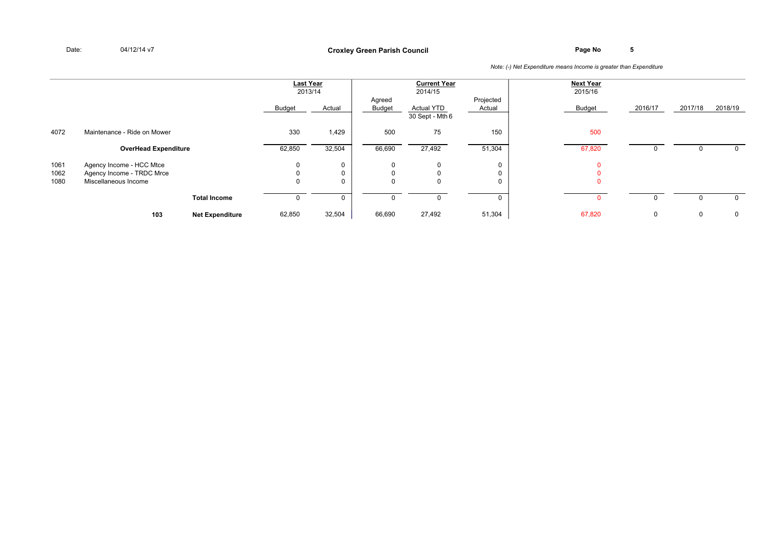Date: 04/12/14 v7

**Croxley Green Parish Council**

*Note: (-) Net Expenditure means Income is greater than Expenditure*

| | | | Last Year 2013/14 | | Current Year 2014/15 | | | Next Year 2015/16 | | | |
|---|---|---|---|---|---|---|---|---|---|---|---|
| | | | Budget | Actual | Agreed Budget | Actual YTD 30 Sept - Mth 6 | Projected Actual | Budget | 2016/17 | 2017/18 | 2018/19 |
| 4072 | Maintenance - Ride on Mower | | 330 | 1,429 | 500 | 75 | 150 | 500 | | | |
| | **OverHead Expenditure** | | 62,850 | 32,504 | 66,690 | 27,492 | 51,304 | 67,820 | 0 | 0 | 0 |
| 1061 | Agency Income - HCC Mtce | | 0 | 0 | 0 | 0 | 0 | 0 | | | |
| 1062 | Agency Income - TRDC Mrce | | 0 | 0 | 0 | 0 | 0 | 0 | | | |
| 1080 | Miscellaneous Income | | 0 | 0 | 0 | 0 | 0 | 0 | | | |
| | | **Total Income** | 0 | 0 | 0 | 0 | 0 | 0 | 0 | 0 | 0 |
| | **103** | **Net Expenditure** | 62,850 | 32,504 | 66,690 | 27,492 | 51,304 | 67,820 | 0 | 0 | 0 |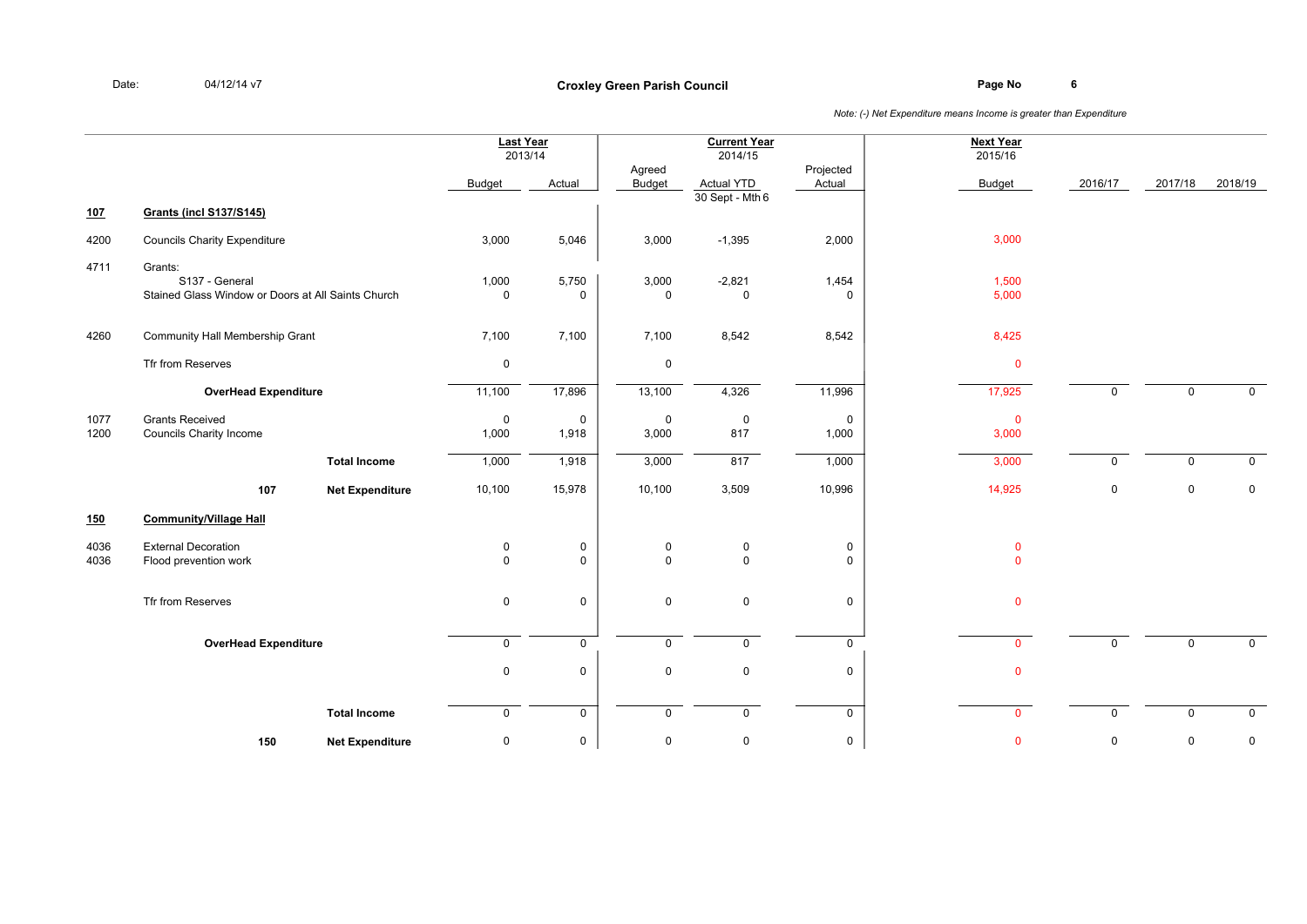Date: 04/12/14 v7

**Croxley Green Parish Council**

*Note: (-) Net Expenditure means Income is greater than Expenditure*

| | | Last Year 2013/14 Budget | Last Year 2013/14 Actual | Current Year 2014/15 Agreed Budget | Current Year 2014/15 Actual YTD 30 Sept - Mth 6 | Current Year 2014/15 Projected Actual | Next Year 2015/16 Budget | 2016/17 | 2017/18 | 2018/19 |
|---|---|---|---|---|---|---|---|---|---|---|
| **107** | **Grants (incl S137/S145)** | | | | | | | | | |
| 4200 | Councils Charity Expenditure | 3,000 | 5,046 | 3,000 | -1,395 | 2,000 | 3,000 | | | |
| 4711 | Grants: | | | | | | | | | |
| | S137 - General | 1,000 | 5,750 | 3,000 | -2,821 | 1,454 | 1,500 | | | |
| | Stained Glass Window or Doors at All Saints Church | 0 | 0 | 0 | 0 | 0 | 5,000 | | | |
| 4260 | Community Hall Membership Grant | 7,100 | 7,100 | 7,100 | 8,542 | 8,542 | 8,425 | | | |
| | Tfr from Reserves | 0 | | 0 | | | 0 | | | |
| | **OverHead Expenditure** | 11,100 | 17,896 | 13,100 | 4,326 | 11,996 | 17,925 | 0 | 0 | 0 |
| 1077 | Grants Received | 0 | 0 | 0 | 0 | 0 | 0 | | | |
| 1200 | Councils Charity Income | 1,000 | 1,918 | 3,000 | 817 | 1,000 | 3,000 | | | |
| | **Total Income** | 1,000 | 1,918 | 3,000 | 817 | 1,000 | 3,000 | 0 | 0 | 0 |
| 107 | **Net Expenditure** | 10,100 | 15,978 | 10,100 | 3,509 | 10,996 | 14,925 | 0 | 0 | 0 |
| **150** | **Community/Village Hall** | | | | | | | | | |
| 4036 | External Decoration | 0 | 0 | 0 | 0 | 0 | 0 | | | |
| 4036 | Flood prevention work | 0 | 0 | 0 | 0 | 0 | 0 | | | |
| | Tfr from Reserves | 0 | 0 | 0 | 0 | 0 | 0 | | | |
| | **OverHead Expenditure** | 0 | 0 | 0 | 0 | 0 | 0 | 0 | 0 | 0 |
| | | 0 | 0 | 0 | 0 | 0 | 0 | | | |
| | **Total Income** | 0 | 0 | 0 | 0 | 0 | 0 | 0 | 0 | 0 |
| 150 | **Net Expenditure** | 0 | 0 | 0 | 0 | 0 | 0 | 0 | 0 | 0 |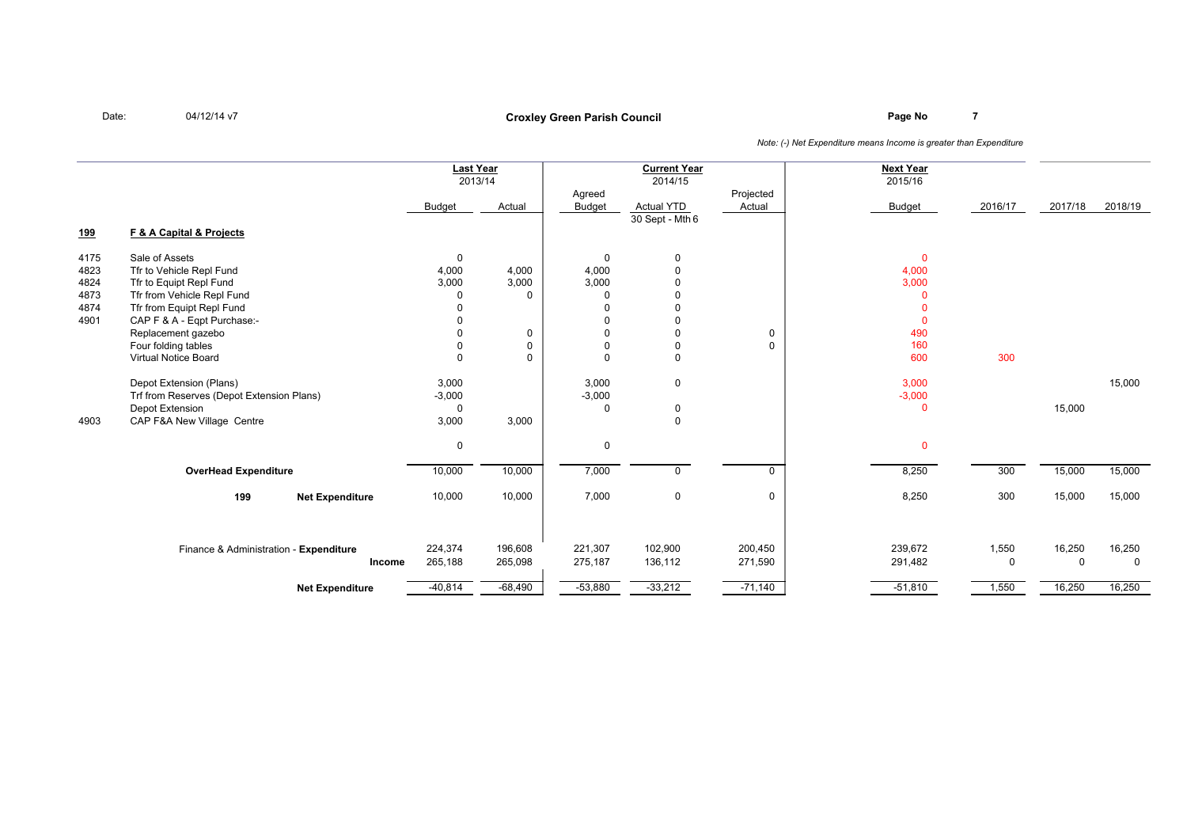Date: 04/12/14 v7

**Croxley Green Parish Council**

*Note: (-) Net Expenditure means Income is greater than Expenditure*

| | | Last Year 2013/14 Budget | Last Year 2013/14 Actual | Current Year 2014/15 Agreed Budget | Current Year 2014/15 Actual YTD 30 Sept - Mth 6 | Current Year 2014/15 Projected Actual | Next Year 2015/16 Budget | 2016/17 | 2017/18 | 2018/19 |
|---|---|---|---|---|---|---|---|---|---|---|
| **199** | **F & A Capital & Projects** | | | | | | | | | |
| 4175 | Sale of Assets | 0 | | 0 | 0 | | 0 | | | |
| 4823 | Tfr to Vehicle Repl Fund | 4,000 | 4,000 | 4,000 | 0 | | 4,000 | | | |
| 4824 | Tfr to Equipt Repl Fund | 3,000 | 3,000 | 3,000 | 0 | | 3,000 | | | |
| 4873 | Tfr from Vehicle Repl Fund | 0 | 0 | 0 | 0 | | 0 | | | |
| 4874 | Tfr from Equipt Repl Fund | 0 | | 0 | 0 | | 0 | | | |
| 4901 | CAP F & A - Eqpt Purchase:- | 0 | | 0 | 0 | | 0 | | | |
| | Replacement gazebo | 0 | 0 | 0 | 0 | 0 | 490 | | | |
| | Four folding tables | 0 | 0 | 0 | 0 | 0 | 160 | | | |
| | Virtual Notice Board | 0 | 0 | 0 | 0 | | 600 | 300 | | |
| | Depot Extension (Plans) | 3,000 | | 3,000 | 0 | | 3,000 | | | 15,000 |
| | Trf from Reserves (Depot Extension Plans) | -3,000 | | -3,000 | | | -3,000 | | | |
| | Depot Extension | 0 | | 0 | 0 | | 0 | | 15,000 | |
| 4903 | CAP F&A New Village Centre | 3,000 | 3,000 | | 0 | | | | | |
| | | 0 | | 0 | | | 0 | | | |
| | **OverHead Expenditure** | 10,000 | 10,000 | 7,000 | 0 | 0 | 8,250 | 300 | 15,000 | 15,000 |
| | **199 Net Expenditure** | 10,000 | 10,000 | 7,000 | 0 | 0 | 8,250 | 300 | 15,000 | 15,000 |
| | Finance & Administration - **Expenditure** | 224,374 | 196,608 | 221,307 | 102,900 | 200,450 | 239,672 | 1,550 | 16,250 | 16,250 |
| | **Income** | 265,188 | 265,098 | 275,187 | 136,112 | 271,590 | 291,482 | 0 | 0 | 0 |
| | **Net Expenditure** | -40,814 | -68,490 | -53,880 | -33,212 | -71,140 | -51,810 | 1,550 | 16,250 | 16,250 |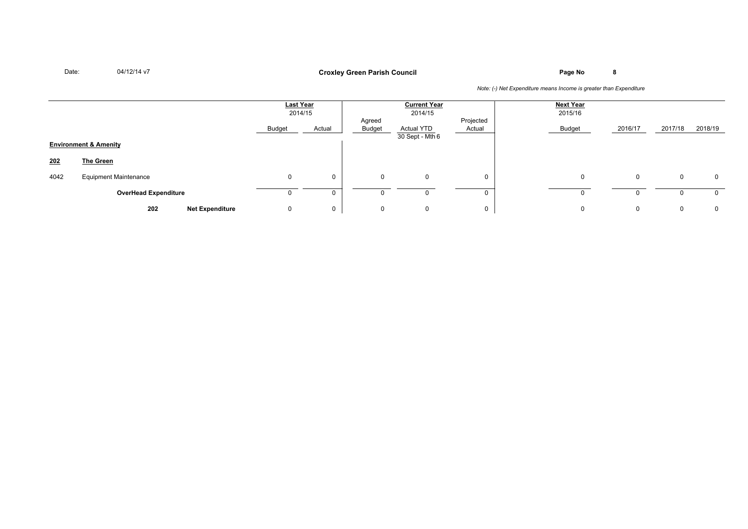*Note: (-) Net Expenditure means Income is greater than Expenditure*

| | | Last Year 2014/15 | | Current Year 2014/15 | | | Next Year 2015/16 | | | |
|---|---|---|---|---|---|---|---|---|---|---|
| | | Budget | Actual | Agreed Budget | Actual YTD 30 Sept - Mth 6 | Projected Actual | Budget | 2016/17 | 2017/18 | 2018/19 |
| **Environment & Amenity** | | | | | | | | | | |
| **202** | **The Green** | | | | | | | | | |
| 4042 | Equipment Maintenance | 0 | 0 | 0 | 0 | 0 | 0 | 0 | 0 | 0 |
| | **OverHead Expenditure** | 0 | 0 | 0 | 0 | 0 | 0 | 0 | 0 | 0 |
| | **202 Net Expenditure** | 0 | 0 | 0 | 0 | 0 | 0 | 0 | 0 | 0 |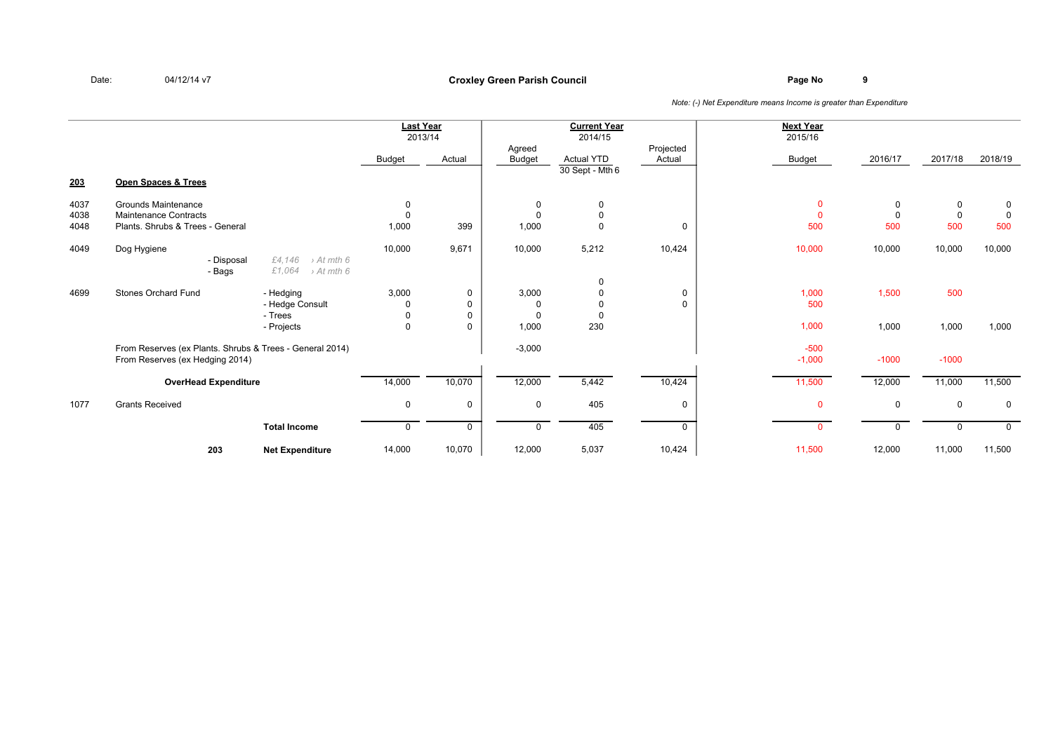Date: 04/12/14 v7

**Croxley Green Parish Council**

*Note: (-) Net Expenditure means Income is greater than Expenditure*

| Code | Description | | Last Year 2013/14 Budget | Last Year 2013/14 Actual | Current Year 2014/15 Agreed Budget | Current Year 2014/15 Actual YTD 30 Sept - Mth 6 | Current Year 2014/15 Projected Actual | Next Year 2015/16 Budget | 2016/17 | 2017/18 | 2018/19 |
|---|---|---|---|---|---|---|---|---|---|---|---|
| **203** | **Open Spaces & Trees** | | | | | | | | | | |
| 4037 | Grounds Maintenance | | 0 | | 0 | 0 | | 0 | 0 | 0 | 0 |
| 4038 | Maintenance Contracts | | 0 | | 0 | 0 | | 0 | 0 | 0 | 0 |
| 4048 | Plants. Shrubs & Trees - General | | 1,000 | 399 | 1,000 | 0 | 0 | 500 | 500 | 500 | 500 |
| 4049 | Dog Hygiene | | 10,000 | 9,671 | 10,000 | 5,212 | 10,424 | 10,000 | 10,000 | 10,000 | 10,000 |
| | - Disposal | *£4,146 › At mth 6* | | | | | | | | | |
| | - Bags | *£1,064 › At mth 6* | | | | | | | | | |
| | | | | | | 0 | | | | | |
| 4699 | Stones Orchard Fund | - Hedging | 3,000 | 0 | 3,000 | 0 | 0 | 1,000 | 1,500 | 500 | |
| | | - Hedge Consult | 0 | 0 | 0 | 0 | 0 | 500 | | | |
| | | - Trees | 0 | 0 | 0 | 0 | | | | | |
| | | - Projects | 0 | 0 | 1,000 | 230 | | 1,000 | 1,000 | 1,000 | 1,000 |
| | From Reserves (ex Plants. Shrubs & Trees - General 2014) | | | | -3,000 | | | -500 | | | |
| | From Reserves (ex Hedging 2014) | | | | | | | -1,000 | -1000 | -1000 | |
| | **OverHead Expenditure** | | 14,000 | 10,070 | 12,000 | 5,442 | 10,424 | 11,500 | 12,000 | 11,000 | 11,500 |
| 1077 | Grants Received | | 0 | 0 | 0 | 405 | 0 | 0 | 0 | 0 | 0 |
| | | **Total Income** | 0 | 0 | 0 | 405 | 0 | 0 | 0 | 0 | 0 |
| | 203 | **Net Expenditure** | 14,000 | 10,070 | 12,000 | 5,037 | 10,424 | 11,500 | 12,000 | 11,000 | 11,500 |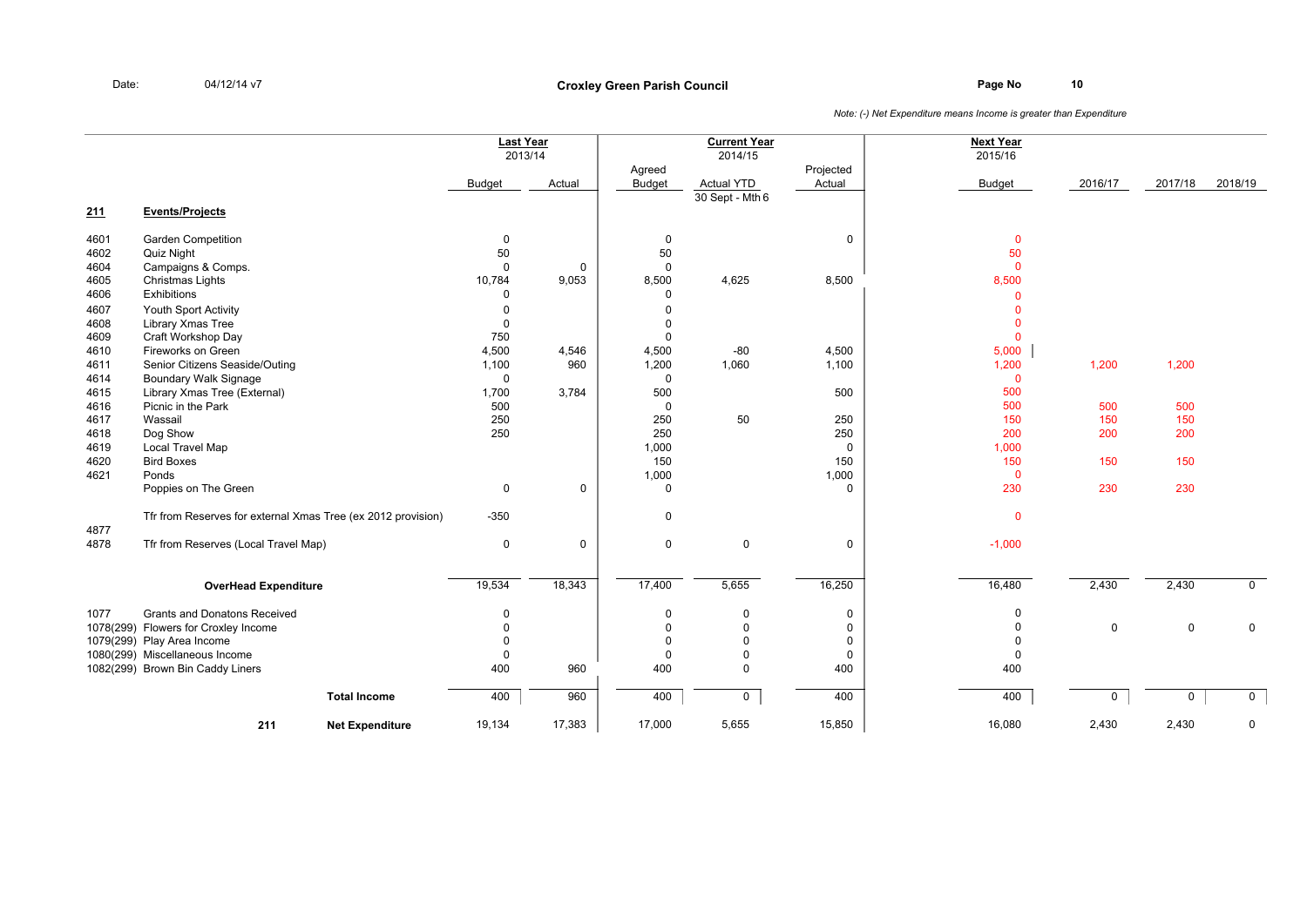Date: 04/12/14 v7

# Croxley Green Parish Council

*Note: (-) Net Expenditure means Income is greater than Expenditure*

| | | Last Year 2013/14 Budget | Last Year 2013/14 Actual | Current Year 2014/15 Agreed Budget | Current Year 2014/15 Actual YTD 30 Sept - Mth 6 | Current Year 2014/15 Projected Actual | Next Year 2015/16 Budget | 2016/17 | 2017/18 | 2018/19 |
|---|---|---|---|---|---|---|---|---|---|---|
| **211** | **Events/Projects** | | | | | | | | | |
| 4601 | Garden Competition | 0 | | 0 | | 0 | 0 | | | |
| 4602 | Quiz Night | 50 | | 50 | | | 50 | | | |
| 4604 | Campaigns & Comps. | 0 | 0 | 0 | | | 0 | | | |
| 4605 | Christmas Lights | 10,784 | 9,053 | 8,500 | 4,625 | 8,500 | 8,500 | | | |
| 4606 | Exhibitions | 0 | | 0 | | | 0 | | | |
| 4607 | Youth Sport Activity | 0 | | 0 | | | 0 | | | |
| 4608 | Library Xmas Tree | 0 | | 0 | | | 0 | | | |
| 4609 | Craft Workshop Day | 750 | | 0 | | | 0 | | | |
| 4610 | Fireworks on Green | 4,500 | 4,546 | 4,500 | -80 | 4,500 | 5,000 | | | |
| 4611 | Senior Citizens Seaside/Outing | 1,100 | 960 | 1,200 | 1,060 | 1,100 | 1,200 | 1,200 | 1,200 | |
| 4614 | Boundary Walk Signage | 0 | | 0 | | | 0 | | | |
| 4615 | Library Xmas Tree (External) | 1,700 | 3,784 | 500 | | 500 | 500 | | | |
| 4616 | Picnic in the Park | 500 | | 0 | | | 500 | 500 | 500 | |
| 4617 | Wassail | 250 | | 250 | 50 | 250 | 150 | 150 | 150 | |
| 4618 | Dog Show | 250 | | 250 | | 250 | 200 | 200 | 200 | |
| 4619 | Local Travel Map | | | 1,000 | | 0 | 1,000 | | | |
| 4620 | Bird Boxes | | | 150 | | 150 | 150 | 150 | 150 | |
| 4621 | Ponds | | | 1,000 | | 1,000 | 0 | | | |
| | Poppies on The Green | 0 | 0 | 0 | | 0 | 230 | 230 | 230 | |
| 4877 | Tfr from Reserves for external Xmas Tree (ex 2012 provision) | -350 | | 0 | | | 0 | | | |
| 4878 | Tfr from Reserves (Local Travel Map) | 0 | 0 | 0 | 0 | 0 | -1,000 | | | |
| | **OverHead Expenditure** | 19,534 | 18,343 | 17,400 | 5,655 | 16,250 | 16,480 | 2,430 | 2,430 | 0 |
| 1077 | Grants and Donatons Received | 0 | | 0 | 0 | 0 | 0 | | | |
| 1078(299) | Flowers for Croxley Income | 0 | | 0 | 0 | 0 | 0 | 0 | 0 | 0 |
| 1079(299) | Play Area Income | 0 | | 0 | 0 | 0 | 0 | | | |
| 1080(299) | Miscellaneous Income | 0 | | 0 | 0 | 0 | 0 | | | |
| 1082(299) | Brown Bin Caddy Liners | 400 | 960 | 400 | 0 | 400 | 400 | | | |
| | **Total Income** | 400 | 960 | 400 | 0 | 400 | 400 | 0 | 0 | 0 |
| 211 | **Net Expenditure** | 19,134 | 17,383 | 17,000 | 5,655 | 15,850 | 16,080 | 2,430 | 2,430 | 0 |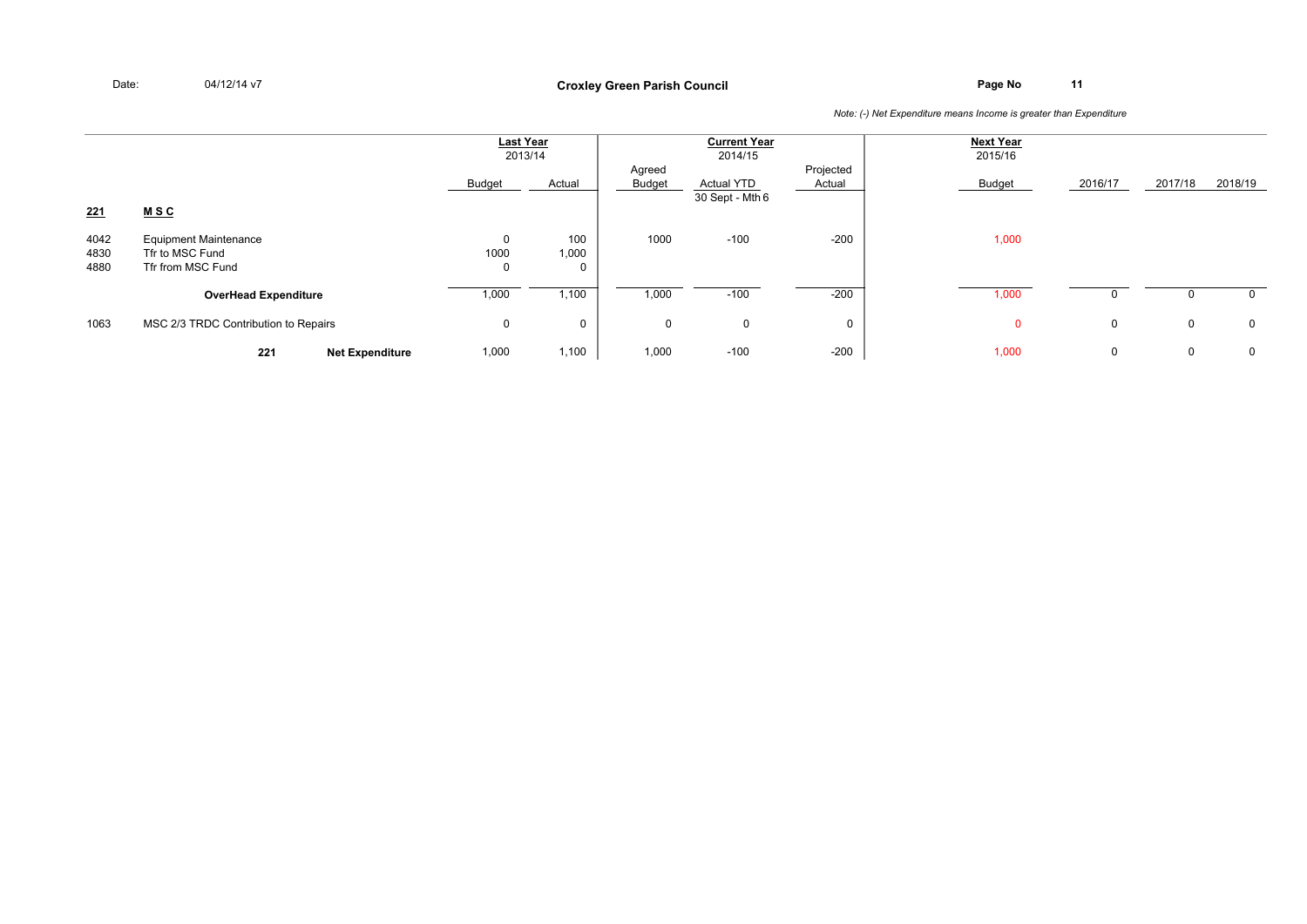Date: 04/12/14 v7

**Croxley Green Parish Council**

*Note: (-) Net Expenditure means Income is greater than Expenditure*

| | | Last Year 2013/14 | | Current Year 2014/15 | | | Next Year 2015/16 | | | |
|---|---|---|---|---|---|---|---|---|---|---|
| | | Budget | Actual | Agreed Budget | Actual YTD 30 Sept - Mth 6 | Projected Actual | Budget | 2016/17 | 2017/18 | 2018/19 |
| **221** | **M S C** | | | | | | | | | |
| 4042 | Equipment Maintenance | 0 | 100 | 1000 | -100 | -200 | 1,000 | | | |
| 4830 | Tfr to MSC Fund | 1000 | 1,000 | | | | | | | |
| 4880 | Tfr from MSC Fund | 0 | 0 | | | | | | | |
| | **OverHead Expenditure** | 1,000 | 1,100 | 1,000 | -100 | -200 | 1,000 | 0 | 0 | 0 |
| 1063 | MSC 2/3 TRDC Contribution to Repairs | 0 | 0 | 0 | 0 | 0 | 0 | 0 | 0 | 0 |
| **221** | **Net Expenditure** | 1,000 | 1,100 | 1,000 | -100 | -200 | 1,000 | 0 | 0 | 0 |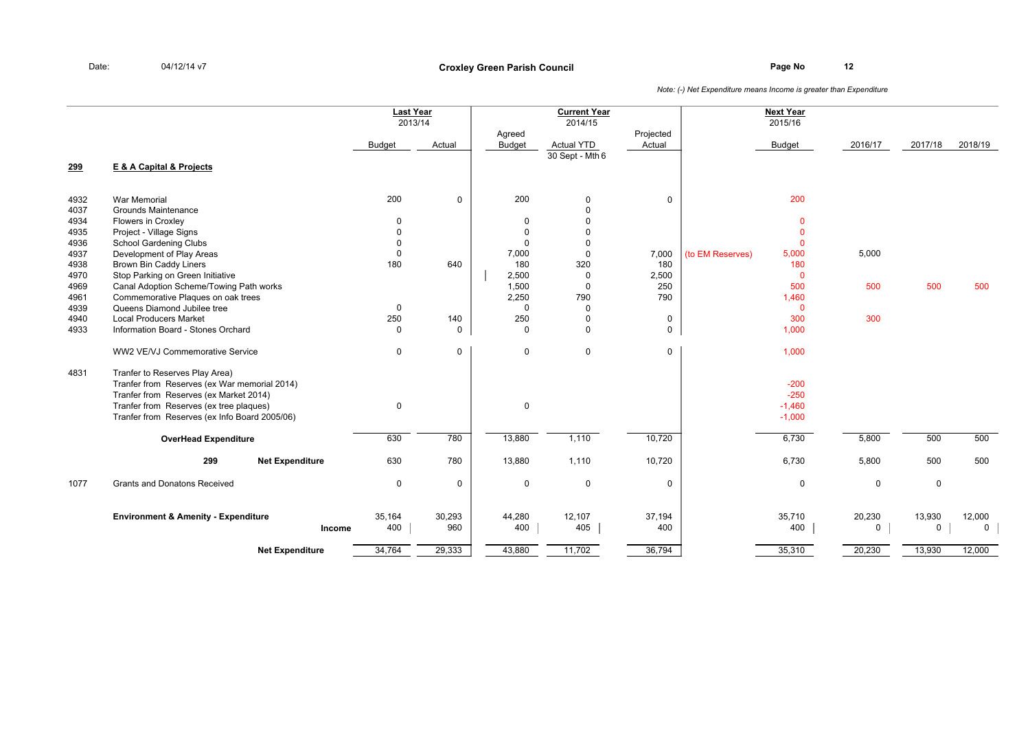Date: 04/12/14 v7

**Croxley Green Parish Council**

*Note: (-) Net Expenditure means Income is greater than Expenditure*

| | | Last Year 2013/14 | | Current Year 2014/15 | | | | Next Year 2015/16 | | | |
|---|---|---|---|---|---|---|---|---|---|---|---|
| | | Budget | Actual | Agreed Budget | Actual YTD 30 Sept - Mth 6 | Projected Actual | | Budget | 2016/17 | 2017/18 | 2018/19 |
| **299** | **E & A Capital & Projects** | | | | | | | | | | |
| 4932 | War Memorial | 200 | 0 | 200 | 0 | 0 | | 200 | | | |
| 4037 | Grounds Maintenance | | | | 0 | | | | | | |
| 4934 | Flowers in Croxley | 0 | | 0 | 0 | | | 0 | | | |
| 4935 | Project - Village Signs | 0 | | 0 | 0 | | | 0 | | | |
| 4936 | School Gardening Clubs | 0 | | 0 | 0 | | | 0 | | | |
| 4937 | Development of Play Areas | 0 | | 7,000 | 0 | 7,000 | (to EM Reserves) | 5,000 | 5,000 | | |
| 4938 | Brown Bin Caddy Liners | 180 | 640 | 180 | 320 | 180 | | 180 | | | |
| 4970 | Stop Parking on Green Initiative | | | 2,500 | 0 | 2,500 | | 0 | | | |
| 4969 | Canal Adoption Scheme/Towing Path works | | | 1,500 | 0 | 250 | | 500 | 500 | 500 | 500 |
| 4961 | Commemorative Plaques on oak trees | | | 2,250 | 790 | 790 | | 1,460 | | | |
| 4939 | Queens Diamond Jubilee tree | 0 | | 0 | 0 | | | 0 | | | |
| 4940 | Local Producers Market | 250 | 140 | 250 | 0 | 0 | | 300 | 300 | | |
| 4933 | Information Board - Stones Orchard | 0 | 0 | 0 | 0 | 0 | | 1,000 | | | |
| | WW2 VE/VJ Commemorative Service | 0 | 0 | 0 | 0 | 0 | | 1,000 | | | |
| 4831 | Tranfer to Reserves Play Area) | | | | | | | | | | |
| | Tranfer from Reserves (ex War memorial 2014) | | | | | | | -200 | | | |
| | Tranfer from Reserves (ex Market 2014) | | | | | | | -250 | | | |
| | Tranfer from Reserves (ex tree plaques) | 0 | | 0 | | | | -1,460 | | | |
| | Tranfer from Reserves (ex Info Board 2005/06) | | | | | | | -1,000 | | | |
| | **OverHead Expenditure** | 630 | 780 | 13,880 | 1,110 | 10,720 | | 6,730 | 5,800 | 500 | 500 |
| | **299 Net Expenditure** | 630 | 780 | 13,880 | 1,110 | 10,720 | | 6,730 | 5,800 | 500 | 500 |
| 1077 | Grants and Donatons Received | 0 | 0 | 0 | 0 | 0 | | 0 | 0 | 0 | |
| | **Environment & Amenity - Expenditure** | 35,164 | 30,293 | 44,280 | 12,107 | 37,194 | | 35,710 | 20,230 | 13,930 | 12,000 |
| | **Income** | 400 | 960 | 400 | 405 | 400 | | 400 | 0 | 0 | 0 |
| | **Net Expenditure** | 34,764 | 29,333 | 43,880 | 11,702 | 36,794 | | 35,310 | 20,230 | 13,930 | 12,000 |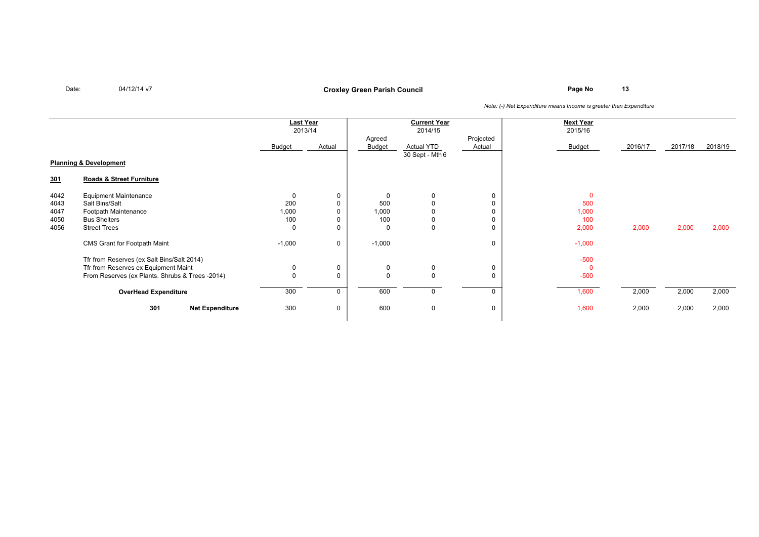Date: 04/12/14 v7

**Croxley Green Parish Council**

*Note: (-) Net Expenditure means Income is greater than Expenditure*

| | | Last Year 2013/14 Budget | Last Year 2013/14 Actual | Current Year 2014/15 Agreed Budget | Current Year 2014/15 Actual YTD 30 Sept - Mth 6 | Current Year 2014/15 Projected Actual | Next Year 2015/16 Budget | 2016/17 | 2017/18 | 2018/19 |
|---|---|---|---|---|---|---|---|---|---|---|
| **Planning & Development** | | | | | | | | | | |
| **301** | **Roads & Street Furniture** | | | | | | | | | |
| 4042 | Equipment Maintenance | 0 | 0 | 0 | 0 | 0 | 0 | | | |
| 4043 | Salt Bins/Salt | 200 | 0 | 500 | 0 | 0 | 500 | | | |
| 4047 | Footpath Maintenance | 1,000 | 0 | 1,000 | 0 | 0 | 1,000 | | | |
| 4050 | Bus Shelters | 100 | 0 | 100 | 0 | 0 | 100 | | | |
| 4056 | Street Trees | 0 | 0 | 0 | 0 | 0 | 2,000 | 2,000 | 2,000 | 2,000 |
| | CMS Grant for Footpath Maint | -1,000 | 0 | -1,000 | | 0 | -1,000 | | | |
| | Tfr from Reserves (ex Salt Bins/Salt 2014) | | | | | | -500 | | | |
| | Tfr from Reserves ex Equipment Maint | 0 | 0 | 0 | 0 | 0 | 0 | | | |
| | From Reserves (ex Plants. Shrubs & Trees -2014) | 0 | 0 | 0 | 0 | 0 | -500 | | | |
| | **OverHead Expenditure** | 300 | 0 | 600 | 0 | 0 | 1,600 | 2,000 | 2,000 | 2,000 |
| **301** | **Net Expenditure** | 300 | 0 | 600 | 0 | 0 | 1,600 | 2,000 | 2,000 | 2,000 |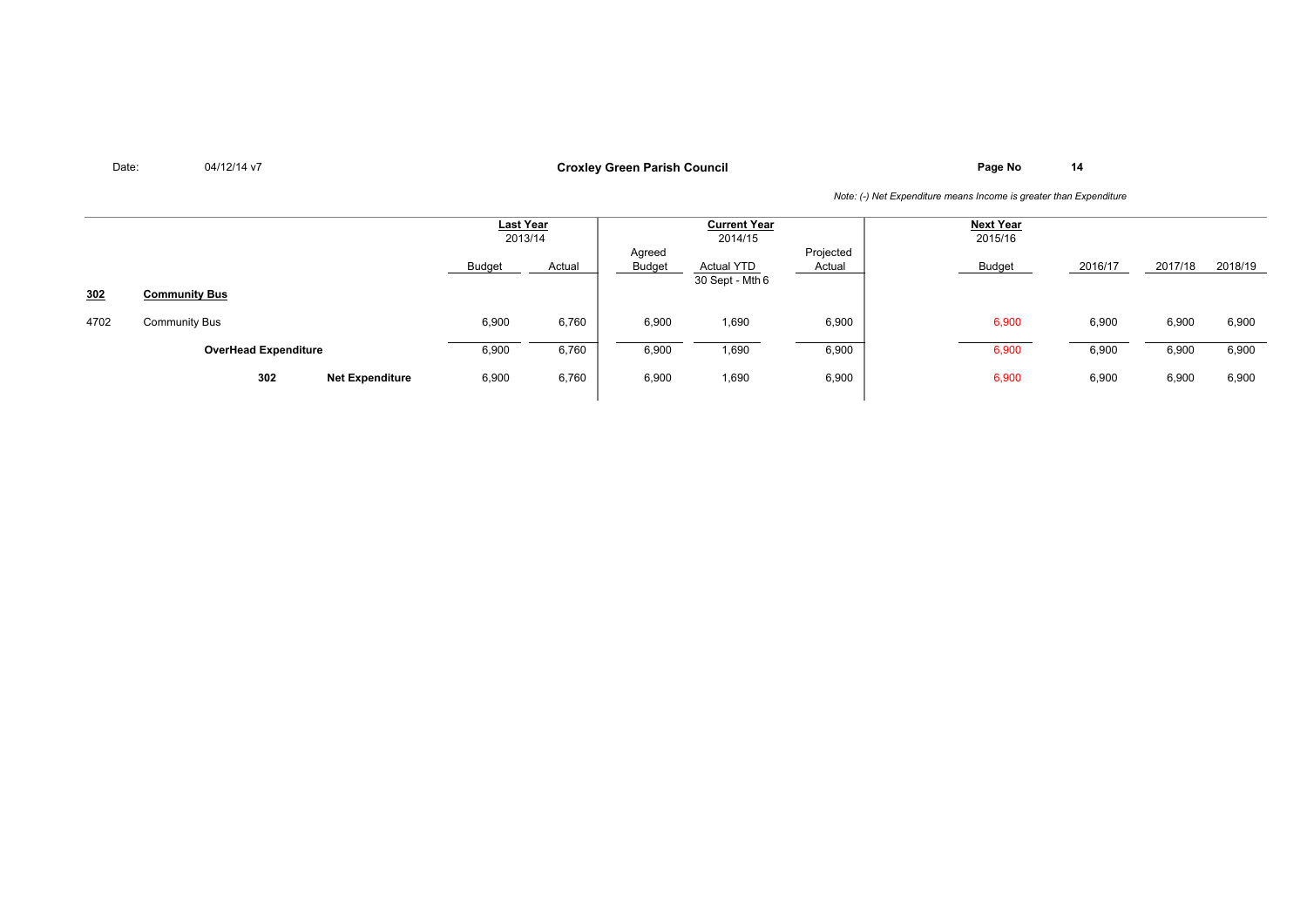**Croxley Green Parish Council**

Date: 04/12/14 v7

*Note: (-) Net Expenditure means Income is greater than Expenditure*

| | | Last Year 2013/14 | | Current Year 2014/15 | | | Next Year 2015/16 | | | |
|---|---|---|---|---|---|---|---|---|---|---|
| | | Budget | Actual | Agreed Budget | Actual YTD 30 Sept - Mth 6 | Projected Actual | Budget | 2016/17 | 2017/18 | 2018/19 |
| **302** | **Community Bus** | | | | | | | | | |
| 4702 | Community Bus | 6,900 | 6,760 | 6,900 | 1,690 | 6,900 | 6,900 | 6,900 | 6,900 | 6,900 |
| | **OverHead Expenditure** | 6,900 | 6,760 | 6,900 | 1,690 | 6,900 | 6,900 | 6,900 | 6,900 | 6,900 |
| **302** | **Net Expenditure** | 6,900 | 6,760 | 6,900 | 1,690 | 6,900 | 6,900 | 6,900 | 6,900 | 6,900 |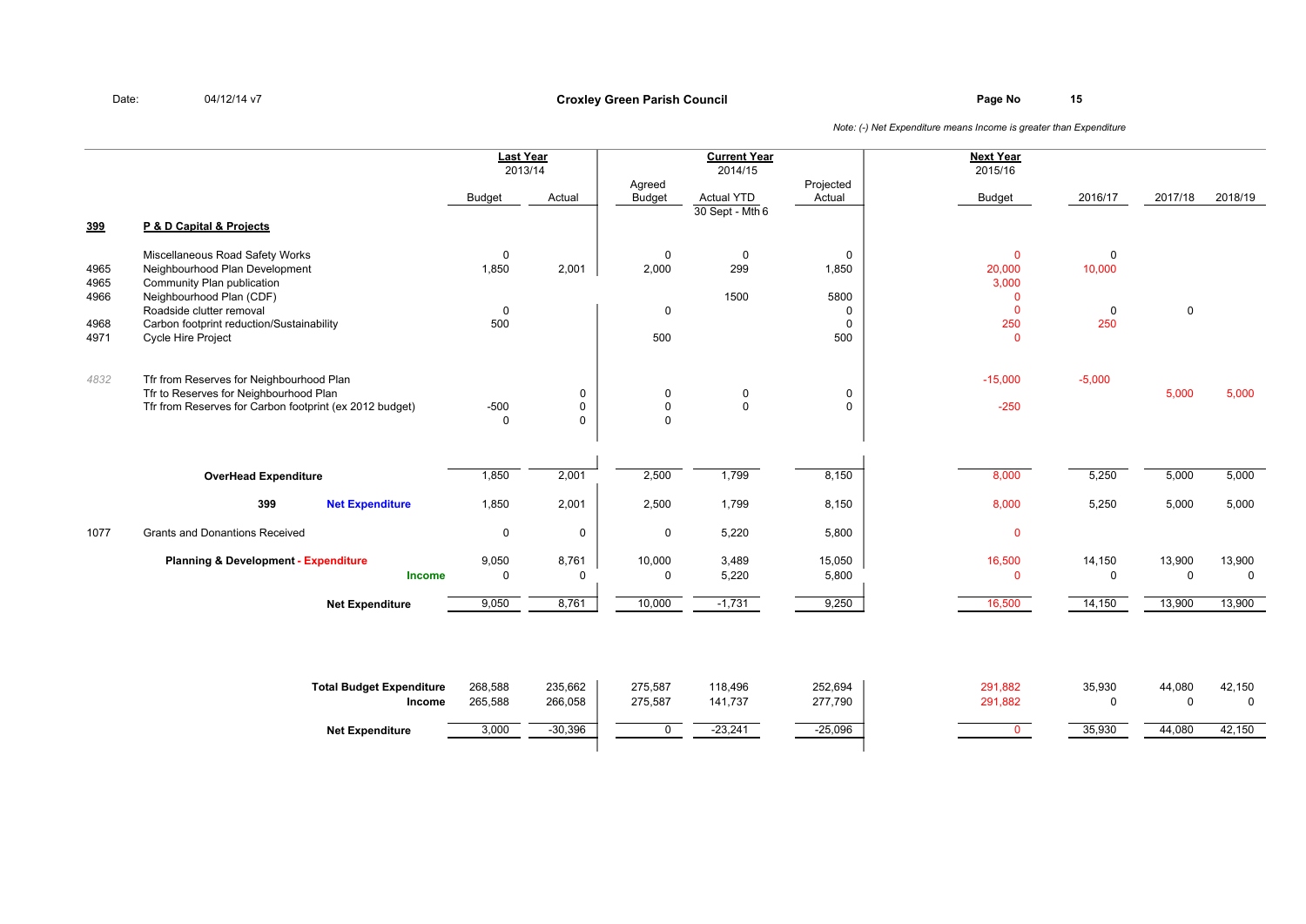Date: 04/12/14 v7

**Croxley Green Parish Council**

*Note: (-) Net Expenditure means Income is greater than Expenditure*

| | | Last Year 2013/14 Budget | Last Year 2013/14 Actual | Current Year 2014/15 Agreed Budget | Current Year 2014/15 Actual YTD 30 Sept - Mth 6 | Current Year 2014/15 Projected Actual | Next Year 2015/16 Budget | 2016/17 | 2017/18 | 2018/19 |
|---|---|---|---|---|---|---|---|---|---|---|
| **399** | **P & D Capital & Projects** | | | | | | | | | |
| | Miscellaneous Road Safety Works | 0 | | 0 | 0 | 0 | 0 | 0 | | |
| 4965 | Neighbourhood Plan Development | 1,850 | 2,001 | 2,000 | 299 | 1,850 | 20,000 | 10,000 | | |
| 4965 | Community Plan publication | | | | | | 3,000 | | | |
| 4966 | Neighbourhood Plan (CDF) | | | | 1500 | 5800 | 0 | | | |
| | Roadside clutter removal | 0 | | 0 | | 0 | 0 | 0 | 0 | |
| 4968 | Carbon footprint reduction/Sustainability | 500 | | | | 0 | 250 | 250 | | |
| 4971 | Cycle Hire Project | | | 500 | | 500 | 0 | | | |
| *4832* | Tfr from Reserves for Neighbourhood Plan | | | | | | -15,000 | -5,000 | | |
| | Tfr to Reserves for Neighbourhood Plan | | 0 | 0 | 0 | 0 | | | 5,000 | 5,000 |
| | Tfr from Reserves for Carbon footprint (ex 2012 budget) | -500 | 0 | 0 | 0 | 0 | -250 | | | |
| | | 0 | 0 | 0 | | | | | | |
| | **OverHead Expenditure** | 1,850 | 2,001 | 2,500 | 1,799 | 8,150 | 8,000 | 5,250 | 5,000 | 5,000 |
| | **399 Net Expenditure** | 1,850 | 2,001 | 2,500 | 1,799 | 8,150 | 8,000 | 5,250 | 5,000 | 5,000 |
| 1077 | Grants and Donantions Received | 0 | 0 | 0 | 5,220 | 5,800 | 0 | | | |
| | **Planning & Development - Expenditure** | 9,050 | 8,761 | 10,000 | 3,489 | 15,050 | 16,500 | 14,150 | 13,900 | 13,900 |
| | **Income** | 0 | 0 | 0 | 5,220 | 5,800 | 0 | 0 | 0 | 0 |
| | **Net Expenditure** | 9,050 | 8,761 | 10,000 | -1,731 | 9,250 | 16,500 | 14,150 | 13,900 | 13,900 |
| | **Total Budget Expenditure** | 268,588 | 235,662 | 275,587 | 118,496 | 252,694 | 291,882 | 35,930 | 44,080 | 42,150 |
| | **Income** | 265,588 | 266,058 | 275,587 | 141,737 | 277,790 | 291,882 | 0 | 0 | 0 |
| | **Net Expenditure** | 3,000 | -30,396 | 0 | -23,241 | -25,096 | 0 | 35,930 | 44,080 | 42,150 |